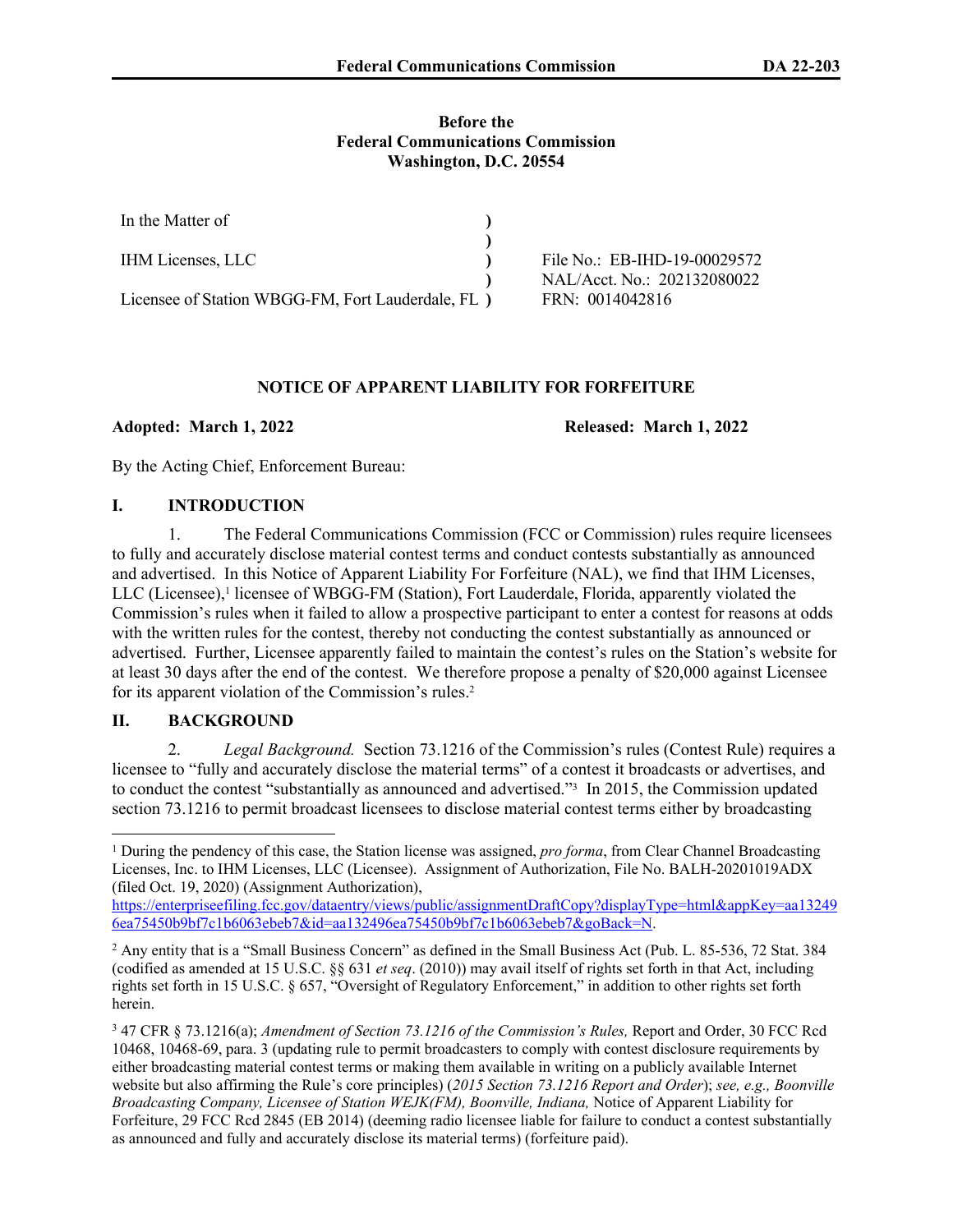**Before the**
**Federal Communications Commission**
**Washington, D.C. 20554**

| In the Matter of | ) | |
|---|---|---|
| | ) | |
| IHM Licenses, LLC | ) | File No.: EB-IHD-19-00029572 |
| | ) | NAL/Acct. No.: 202132080022 |
| Licensee of Station WBGG-FM, Fort Lauderdale, FL | ) | FRN: 0014042816 |

## NOTICE OF APPARENT LIABILITY FOR FORFEITURE

**Adopted: March 1, 2022** **Released: March 1, 2022**

By the Acting Chief, Enforcement Bureau:

## I. INTRODUCTION

1. The Federal Communications Commission (FCC or Commission) rules require licensees to fully and accurately disclose material contest terms and conduct contests substantially as announced and advertised. In this Notice of Apparent Liability For Forfeiture (NAL), we find that IHM Licenses, LLC (Licensee),[1] licensee of WBGG-FM (Station), Fort Lauderdale, Florida, apparently violated the Commission's rules when it failed to allow a prospective participant to enter a contest for reasons at odds with the written rules for the contest, thereby not conducting the contest substantially as announced or advertised. Further, Licensee apparently failed to maintain the contest's rules on the Station's website for at least 30 days after the end of the contest. We therefore propose a penalty of $20,000 against Licensee for its apparent violation of the Commission's rules.[2]

## II. BACKGROUND

2. *Legal Background.* Section 73.1216 of the Commission's rules (Contest Rule) requires a licensee to "fully and accurately disclose the material terms" of a contest it broadcasts or advertises, and to conduct the contest "substantially as announced and advertised."[3] In 2015, the Commission updated section 73.1216 to permit broadcast licensees to disclose material contest terms either by broadcasting

---

[1] During the pendency of this case, the Station license was assigned, *pro forma*, from Clear Channel Broadcasting Licenses, Inc. to IHM Licenses, LLC (Licensee). Assignment of Authorization, File No. BALH-20201019ADX (filed Oct. 19, 2020) (Assignment Authorization), https://enterprisefiling.fcc.gov/dataentry/views/public/assignmentDraftCopy?displayType=html&appKey=aa132496ea75450b9bf7c1b6063ebeb7&id=aa132496ea75450b9bf7c1b6063ebeb7&goBack=N.

[2] Any entity that is a "Small Business Concern" as defined in the Small Business Act (Pub. L. 85-536, 72 Stat. 384 (codified as amended at 15 U.S.C. §§ 631 *et seq*. (2010)) may avail itself of rights set forth in that Act, including rights set forth in 15 U.S.C. § 657, "Oversight of Regulatory Enforcement," in addition to other rights set forth herein.

[3] 47 CFR § 73.1216(a); *Amendment of Section 73.1216 of the Commission's Rules,* Report and Order, 30 FCC Rcd 10468, 10468-69, para. 3 (updating rule to permit broadcasters to comply with contest disclosure requirements by either broadcasting material contest terms or making them available in writing on a publicly available Internet website but also affirming the Rule's core principles) (*2015 Section 73.1216 Report and Order*); *see, e.g., Boonville Broadcasting Company, Licensee of Station WEJK(FM), Boonville, Indiana,* Notice of Apparent Liability for Forfeiture, 29 FCC Rcd 2845 (EB 2014) (deeming radio licensee liable for failure to conduct a contest substantially as announced and fully and accurately disclose its material terms) (forfeiture paid).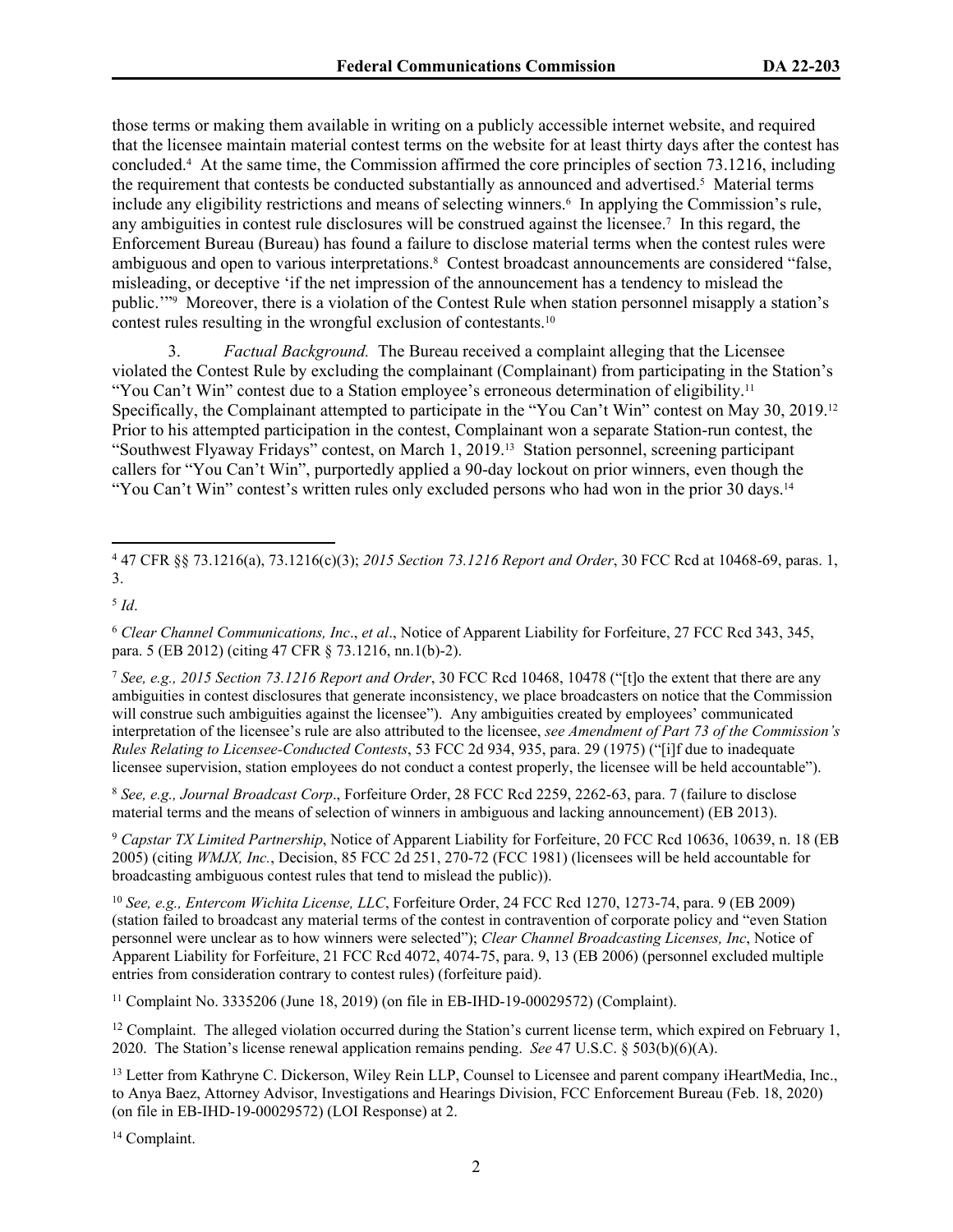those terms or making them available in writing on a publicly accessible internet website, and required that the licensee maintain material contest terms on the website for at least thirty days after the contest has concluded.[4] At the same time, the Commission affirmed the core principles of section 73.1216, including the requirement that contests be conducted substantially as announced and advertised.[5] Material terms include any eligibility restrictions and means of selecting winners.[6] In applying the Commission's rule, any ambiguities in contest rule disclosures will be construed against the licensee.[7] In this regard, the Enforcement Bureau (Bureau) has found a failure to disclose material terms when the contest rules were ambiguous and open to various interpretations.[8] Contest broadcast announcements are considered "false, misleading, or deceptive 'if the net impression of the announcement has a tendency to mislead the public.'"[9] Moreover, there is a violation of the Contest Rule when station personnel misapply a station's contest rules resulting in the wrongful exclusion of contestants.[10]

3. *Factual Background.* The Bureau received a complaint alleging that the Licensee violated the Contest Rule by excluding the complainant (Complainant) from participating in the Station's "You Can't Win" contest due to a Station employee's erroneous determination of eligibility.[11] Specifically, the Complainant attempted to participate in the "You Can't Win" contest on May 30, 2019.[12] Prior to his attempted participation in the contest, Complainant won a separate Station-run contest, the "Southwest Flyaway Fridays" contest, on March 1, 2019.[13] Station personnel, screening participant callers for "You Can't Win", purportedly applied a 90-day lockout on prior winners, even though the "You Can't Win" contest's written rules only excluded persons who had won in the prior 30 days.[14]

---

[4] 47 CFR §§ 73.1216(a), 73.1216(c)(3); *2015 Section 73.1216 Report and Order*, 30 FCC Rcd at 10468-69, paras. 1, 3.

[5] *Id*.

[6] *Clear Channel Communications, Inc*., *et al*., Notice of Apparent Liability for Forfeiture, 27 FCC Rcd 343, 345, para. 5 (EB 2012) (citing 47 CFR § 73.1216, nn.1(b)-2).

[7] *See, e.g., 2015 Section 73.1216 Report and Order*, 30 FCC Rcd 10468, 10478 ("[t]o the extent that there are any ambiguities in contest disclosures that generate inconsistency, we place broadcasters on notice that the Commission will construe such ambiguities against the licensee"). Any ambiguities created by employees' communicated interpretation of the licensee's rule are also attributed to the licensee, *see Amendment of Part 73 of the Commission's Rules Relating to Licensee-Conducted Contests*, 53 FCC 2d 934, 935, para. 29 (1975) ("[i]f due to inadequate licensee supervision, station employees do not conduct a contest properly, the licensee will be held accountable").

[8] *See, e.g., Journal Broadcast Corp*., Forfeiture Order, 28 FCC Rcd 2259, 2262-63, para. 7 (failure to disclose material terms and the means of selection of winners in ambiguous and lacking announcement) (EB 2013).

[9] *Capstar TX Limited Partnership*, Notice of Apparent Liability for Forfeiture, 20 FCC Rcd 10636, 10639, n. 18 (EB 2005) (citing *WMJX, Inc.*, Decision, 85 FCC 2d 251, 270-72 (FCC 1981) (licensees will be held accountable for broadcasting ambiguous contest rules that tend to mislead the public)).

[10] *See, e.g., Entercom Wichita License, LLC*, Forfeiture Order, 24 FCC Rcd 1270, 1273-74, para. 9 (EB 2009) (station failed to broadcast any material terms of the contest in contravention of corporate policy and "even Station personnel were unclear as to how winners were selected"); *Clear Channel Broadcasting Licenses, Inc*, Notice of Apparent Liability for Forfeiture, 21 FCC Rcd 4072, 4074-75, para. 9, 13 (EB 2006) (personnel excluded multiple entries from consideration contrary to contest rules) (forfeiture paid).

[11] Complaint No. 3335206 (June 18, 2019) (on file in EB-IHD-19-00029572) (Complaint).

[12] Complaint. The alleged violation occurred during the Station's current license term, which expired on February 1, 2020. The Station's license renewal application remains pending. *See* 47 U.S.C. § 503(b)(6)(A).

[13] Letter from Kathryne C. Dickerson, Wiley Rein LLP, Counsel to Licensee and parent company iHeartMedia, Inc., to Anya Baez, Attorney Advisor, Investigations and Hearings Division, FCC Enforcement Bureau (Feb. 18, 2020) (on file in EB-IHD-19-00029572) (LOI Response) at 2.

[14] Complaint.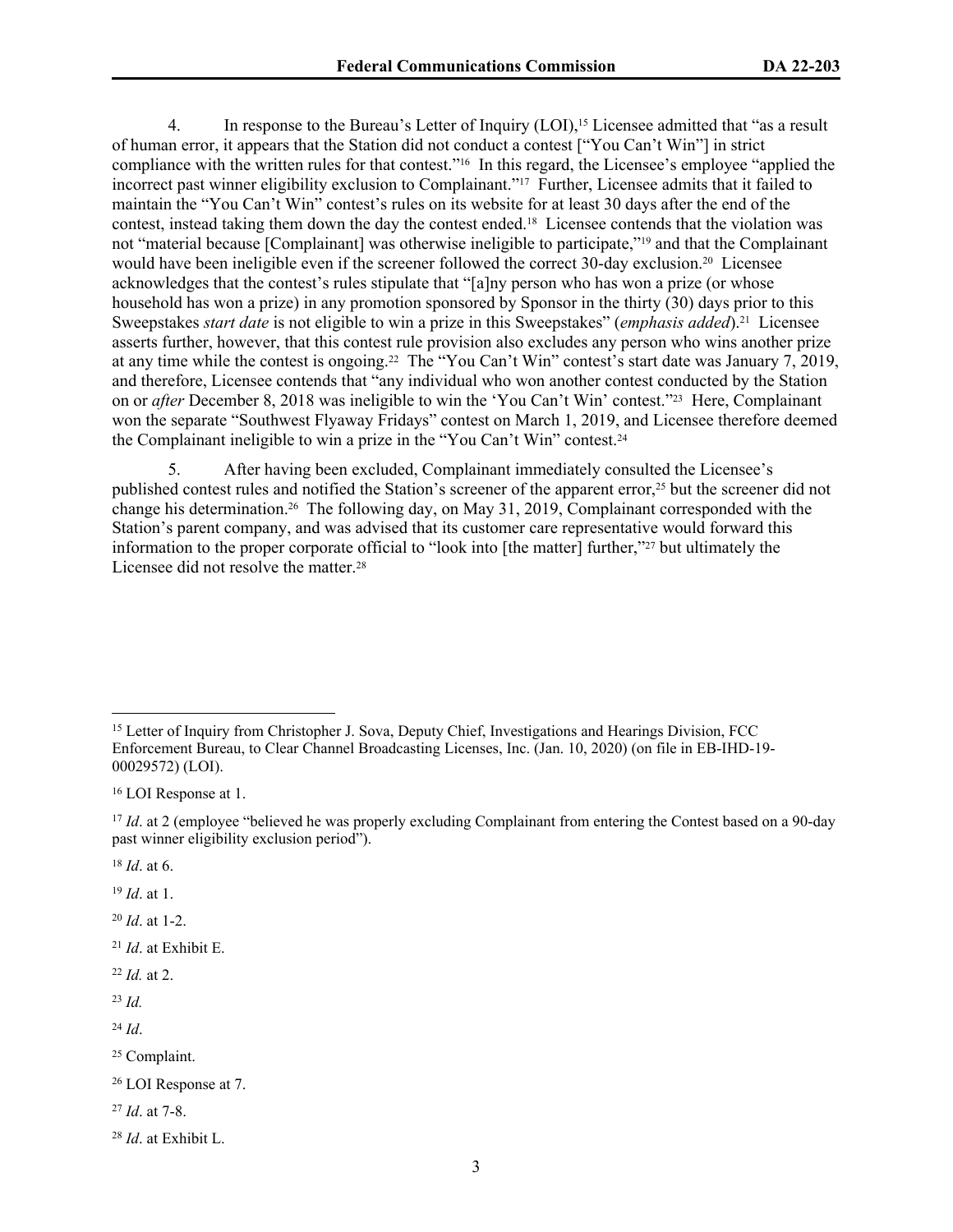4. In response to the Bureau's Letter of Inquiry (LOI),[15] Licensee admitted that "as a result of human error, it appears that the Station did not conduct a contest ["You Can't Win"] in strict compliance with the written rules for that contest."[16] In this regard, the Licensee's employee "applied the incorrect past winner eligibility exclusion to Complainant."[17] Further, Licensee admits that it failed to maintain the "You Can't Win" contest's rules on its website for at least 30 days after the end of the contest, instead taking them down the day the contest ended.[18] Licensee contends that the violation was not "material because [Complainant] was otherwise ineligible to participate,"[19] and that the Complainant would have been ineligible even if the screener followed the correct 30-day exclusion.[20] Licensee acknowledges that the contest's rules stipulate that "[a]ny person who has won a prize (or whose household has won a prize) in any promotion sponsored by Sponsor in the thirty (30) days prior to this Sweepstakes *start date* is not eligible to win a prize in this Sweepstakes" (*emphasis added*).[21] Licensee asserts further, however, that this contest rule provision also excludes any person who wins another prize at any time while the contest is ongoing.[22] The "You Can't Win" contest's start date was January 7, 2019, and therefore, Licensee contends that "any individual who won another contest conducted by the Station on or *after* December 8, 2018 was ineligible to win the 'You Can't Win' contest."[23] Here, Complainant won the separate "Southwest Flyaway Fridays" contest on March 1, 2019, and Licensee therefore deemed the Complainant ineligible to win a prize in the "You Can't Win" contest.[24]

5. After having been excluded, Complainant immediately consulted the Licensee's published contest rules and notified the Station's screener of the apparent error,[25] but the screener did not change his determination.[26] The following day, on May 31, 2019, Complainant corresponded with the Station's parent company, and was advised that its customer care representative would forward this information to the proper corporate official to "look into [the matter] further,"[27] but ultimately the Licensee did not resolve the matter.[28]

---

[15] Letter of Inquiry from Christopher J. Sova, Deputy Chief, Investigations and Hearings Division, FCC Enforcement Bureau, to Clear Channel Broadcasting Licenses, Inc. (Jan. 10, 2020) (on file in EB-IHD-19-00029572) (LOI).

[16] LOI Response at 1.

[17] *Id*. at 2 (employee "believed he was properly excluding Complainant from entering the Contest based on a 90-day past winner eligibility exclusion period").

[18] *Id*. at 6.

[19] *Id*. at 1.

[20] *Id*. at 1-2.

[21] *Id*. at Exhibit E.

[22] *Id.* at 2.

[23] *Id.*

[24] *Id*.

[25] Complaint.

[26] LOI Response at 7.

[27] *Id*. at 7-8.

[28] *Id*. at Exhibit L.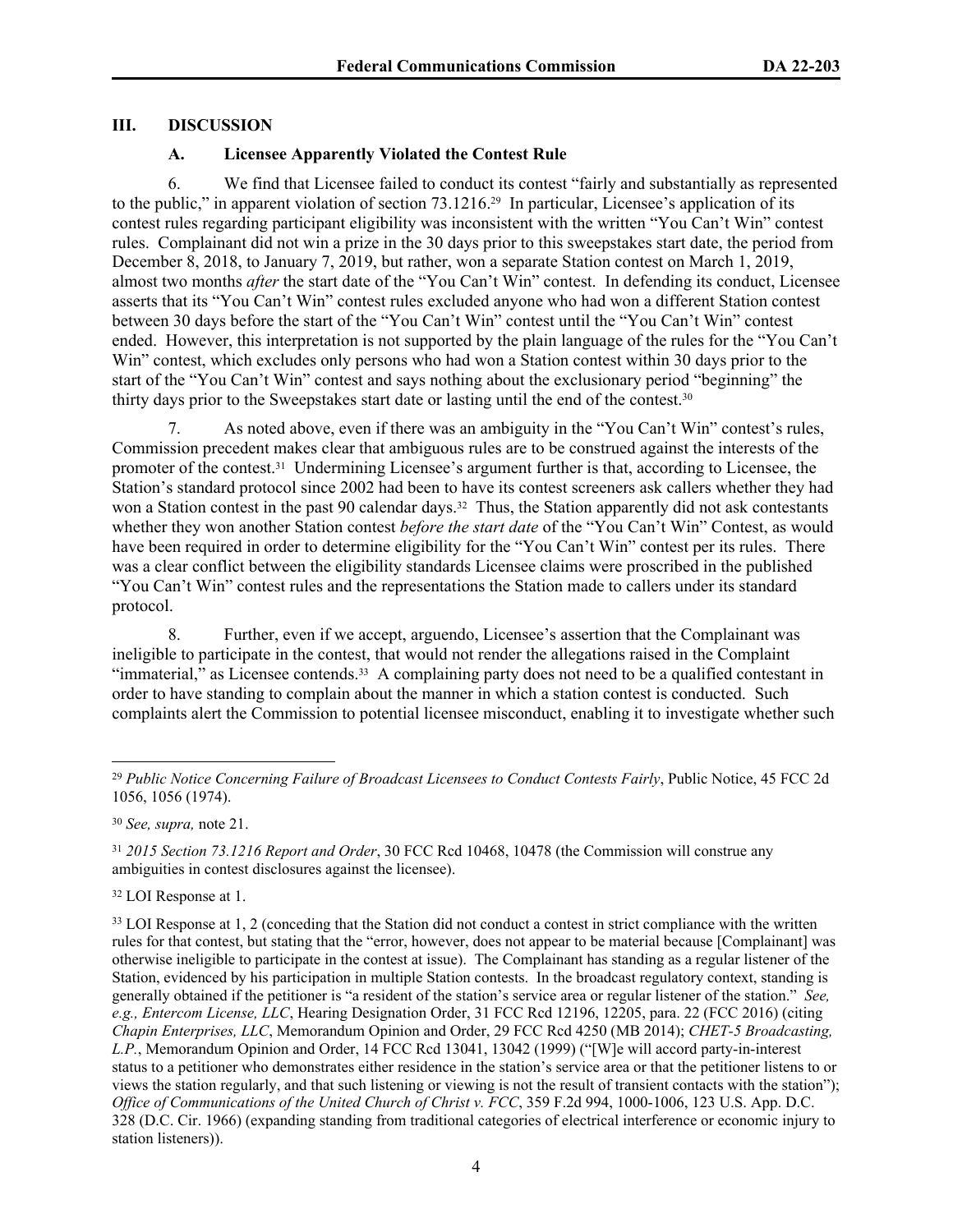## III. DISCUSSION

### A. Licensee Apparently Violated the Contest Rule

6. We find that Licensee failed to conduct its contest "fairly and substantially as represented to the public," in apparent violation of section 73.1216.[29] In particular, Licensee's application of its contest rules regarding participant eligibility was inconsistent with the written "You Can't Win" contest rules. Complainant did not win a prize in the 30 days prior to this sweepstakes start date, the period from December 8, 2018, to January 7, 2019, but rather, won a separate Station contest on March 1, 2019, almost two months *after* the start date of the "You Can't Win" contest. In defending its conduct, Licensee asserts that its "You Can't Win" contest rules excluded anyone who had won a different Station contest between 30 days before the start of the "You Can't Win" contest until the "You Can't Win" contest ended. However, this interpretation is not supported by the plain language of the rules for the "You Can't Win" contest, which excludes only persons who had won a Station contest within 30 days prior to the start of the "You Can't Win" contest and says nothing about the exclusionary period "beginning" the thirty days prior to the Sweepstakes start date or lasting until the end of the contest.[30]

7. As noted above, even if there was an ambiguity in the "You Can't Win" contest's rules, Commission precedent makes clear that ambiguous rules are to be construed against the interests of the promoter of the contest.[31] Undermining Licensee's argument further is that, according to Licensee, the Station's standard protocol since 2002 had been to have its contest screeners ask callers whether they had won a Station contest in the past 90 calendar days.[32] Thus, the Station apparently did not ask contestants whether they won another Station contest *before the start date* of the "You Can't Win" Contest, as would have been required in order to determine eligibility for the "You Can't Win" contest per its rules. There was a clear conflict between the eligibility standards Licensee claims were proscribed in the published "You Can't Win" contest rules and the representations the Station made to callers under its standard protocol.

8. Further, even if we accept, arguendo, Licensee's assertion that the Complainant was ineligible to participate in the contest, that would not render the allegations raised in the Complaint "immaterial," as Licensee contends.[33] A complaining party does not need to be a qualified contestant in order to have standing to complain about the manner in which a station contest is conducted. Such complaints alert the Commission to potential licensee misconduct, enabling it to investigate whether such

---

[29] *Public Notice Concerning Failure of Broadcast Licensees to Conduct Contests Fairly*, Public Notice, 45 FCC 2d 1056, 1056 (1974).

[30] *See, supra,* note 21.

[31] *2015 Section 73.1216 Report and Order*, 30 FCC Rcd 10468, 10478 (the Commission will construe any ambiguities in contest disclosures against the licensee).

[32] LOI Response at 1.

[33] LOI Response at 1, 2 (conceding that the Station did not conduct a contest in strict compliance with the written rules for that contest, but stating that the "error, however, does not appear to be material because [Complainant] was otherwise ineligible to participate in the contest at issue). The Complainant has standing as a regular listener of the Station, evidenced by his participation in multiple Station contests. In the broadcast regulatory context, standing is generally obtained if the petitioner is "a resident of the station's service area or regular listener of the station." *See, e.g., Entercom License, LLC*, Hearing Designation Order, 31 FCC Rcd 12196, 12205, para. 22 (FCC 2016) (citing *Chapin Enterprises, LLC*, Memorandum Opinion and Order, 29 FCC Rcd 4250 (MB 2014); *CHET-5 Broadcasting, L.P.*, Memorandum Opinion and Order, 14 FCC Rcd 13041, 13042 (1999) ("[W]e will accord party-in-interest status to a petitioner who demonstrates either residence in the station's service area or that the petitioner listens to or views the station regularly, and that such listening or viewing is not the result of transient contacts with the station"); *Office of Communications of the United Church of Christ v. FCC*, 359 F.2d 994, 1000-1006, 123 U.S. App. D.C. 328 (D.C. Cir. 1966) (expanding standing from traditional categories of electrical interference or economic injury to station listeners)).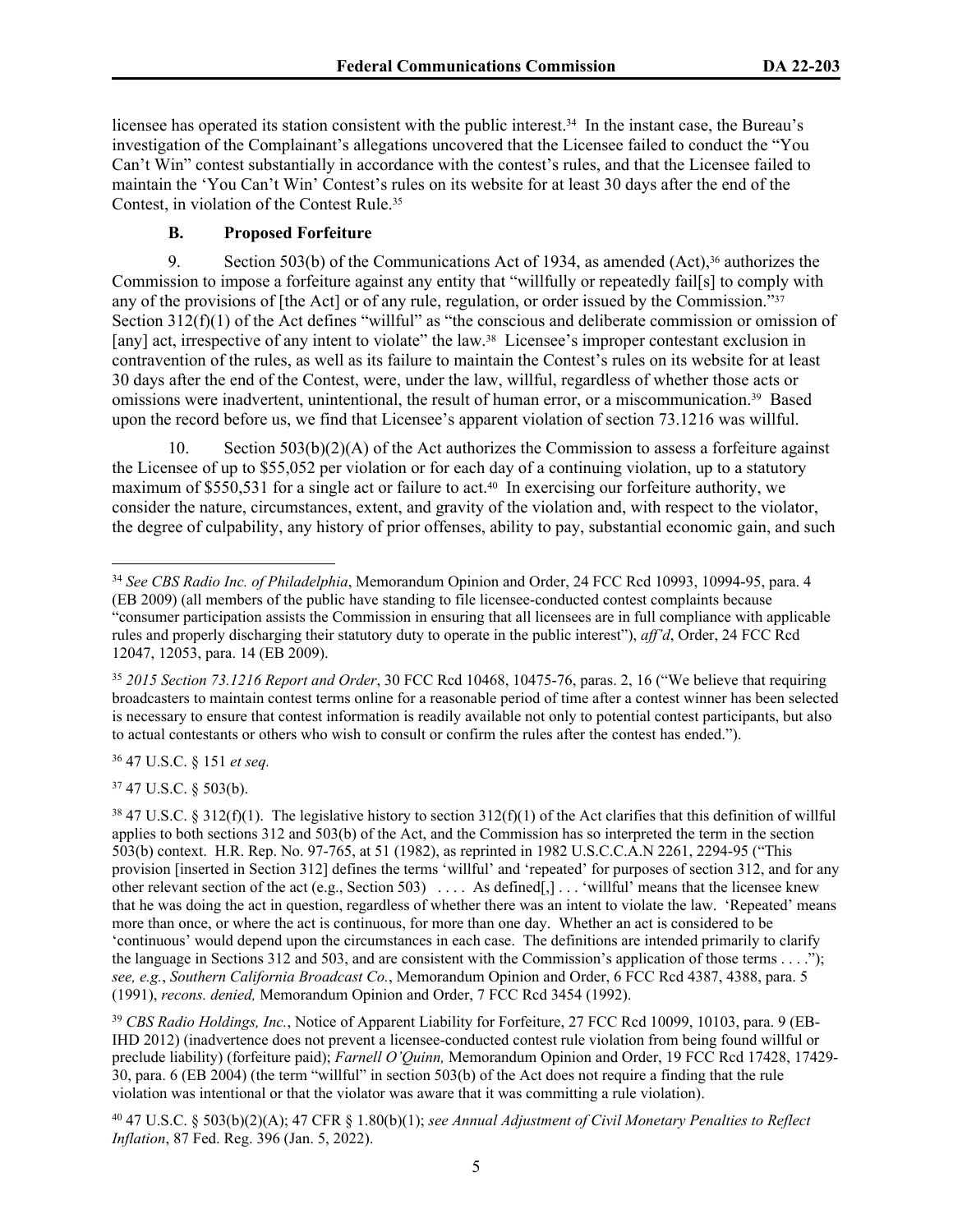licensee has operated its station consistent with the public interest.[34] In the instant case, the Bureau's investigation of the Complainant's allegations uncovered that the Licensee failed to conduct the "You Can't Win" contest substantially in accordance with the contest's rules, and that the Licensee failed to maintain the 'You Can't Win' Contest's rules on its website for at least 30 days after the end of the Contest, in violation of the Contest Rule.[35]

### B. Proposed Forfeiture

9. Section 503(b) of the Communications Act of 1934, as amended (Act),[36] authorizes the Commission to impose a forfeiture against any entity that "willfully or repeatedly fail[s] to comply with any of the provisions of [the Act] or of any rule, regulation, or order issued by the Commission."[37] Section 312(f)(1) of the Act defines "willful" as "the conscious and deliberate commission or omission of [any] act, irrespective of any intent to violate" the law.[38] Licensee's improper contestant exclusion in contravention of the rules, as well as its failure to maintain the Contest's rules on its website for at least 30 days after the end of the Contest, were, under the law, willful, regardless of whether those acts or omissions were inadvertent, unintentional, the result of human error, or a miscommunication.[39] Based upon the record before us, we find that Licensee's apparent violation of section 73.1216 was willful.

10. Section 503(b)(2)(A) of the Act authorizes the Commission to assess a forfeiture against the Licensee of up to $55,052 per violation or for each day of a continuing violation, up to a statutory maximum of $550,531 for a single act or failure to act.[40] In exercising our forfeiture authority, we consider the nature, circumstances, extent, and gravity of the violation and, with respect to the violator, the degree of culpability, any history of prior offenses, ability to pay, substantial economic gain, and such

---

[34] *See CBS Radio Inc. of Philadelphia*, Memorandum Opinion and Order, 24 FCC Rcd 10993, 10994-95, para. 4 (EB 2009) (all members of the public have standing to file licensee-conducted contest complaints because "consumer participation assists the Commission in ensuring that all licensees are in full compliance with applicable rules and properly discharging their statutory duty to operate in the public interest"), *aff'd*, Order, 24 FCC Rcd 12047, 12053, para. 14 (EB 2009).

[35] *2015 Section 73.1216 Report and Order*, 30 FCC Rcd 10468, 10475-76, paras. 2, 16 ("We believe that requiring broadcasters to maintain contest terms online for a reasonable period of time after a contest winner has been selected is necessary to ensure that contest information is readily available not only to potential contest participants, but also to actual contestants or others who wish to consult or confirm the rules after the contest has ended.").

[36] 47 U.S.C. § 151 *et seq.*

[37] 47 U.S.C. § 503(b).

[38] 47 U.S.C. § 312(f)(1). The legislative history to section 312(f)(1) of the Act clarifies that this definition of willful applies to both sections 312 and 503(b) of the Act, and the Commission has so interpreted the term in the section 503(b) context. H.R. Rep. No. 97-765, at 51 (1982), as reprinted in 1982 U.S.C.C.A.N 2261, 2294-95 ("This provision [inserted in Section 312] defines the terms 'willful' and 'repeated' for purposes of section 312, and for any other relevant section of the act (e.g., Section 503) . . . . As defined[,] . . . 'willful' means that the licensee knew that he was doing the act in question, regardless of whether there was an intent to violate the law. 'Repeated' means more than once, or where the act is continuous, for more than one day. Whether an act is considered to be 'continuous' would depend upon the circumstances in each case. The definitions are intended primarily to clarify the language in Sections 312 and 503, and are consistent with the Commission's application of those terms . . . ."); *see, e.g.*, *Southern California Broadcast Co.*, Memorandum Opinion and Order, 6 FCC Rcd 4387, 4388, para. 5 (1991), *recons. denied,* Memorandum Opinion and Order, 7 FCC Rcd 3454 (1992).

[39] *CBS Radio Holdings, Inc.*, Notice of Apparent Liability for Forfeiture, 27 FCC Rcd 10099, 10103, para. 9 (EB-IHD 2012) (inadvertence does not prevent a licensee-conducted contest rule violation from being found willful or preclude liability) (forfeiture paid); *Farnell O'Quinn,* Memorandum Opinion and Order, 19 FCC Rcd 17428, 17429-30, para. 6 (EB 2004) (the term "willful" in section 503(b) of the Act does not require a finding that the rule violation was intentional or that the violator was aware that it was committing a rule violation).

[40] 47 U.S.C. § 503(b)(2)(A); 47 CFR § 1.80(b)(1); *see Annual Adjustment of Civil Monetary Penalties to Reflect Inflation*, 87 Fed. Reg. 396 (Jan. 5, 2022).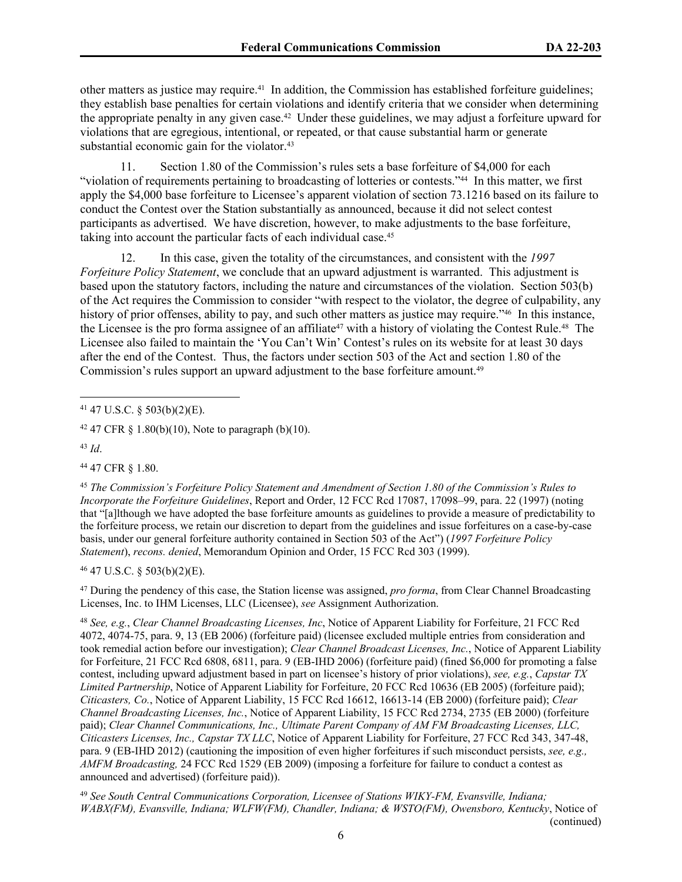other matters as justice may require.[41] In addition, the Commission has established forfeiture guidelines; they establish base penalties for certain violations and identify criteria that we consider when determining the appropriate penalty in any given case.[42] Under these guidelines, we may adjust a forfeiture upward for violations that are egregious, intentional, or repeated, or that cause substantial harm or generate substantial economic gain for the violator.[43]

11. Section 1.80 of the Commission's rules sets a base forfeiture of $4,000 for each "violation of requirements pertaining to broadcasting of lotteries or contests."[44] In this matter, we first apply the $4,000 base forfeiture to Licensee's apparent violation of section 73.1216 based on its failure to conduct the Contest over the Station substantially as announced, because it did not select contest participants as advertised. We have discretion, however, to make adjustments to the base forfeiture, taking into account the particular facts of each individual case.[45]

12. In this case, given the totality of the circumstances, and consistent with the *1997 Forfeiture Policy Statement*, we conclude that an upward adjustment is warranted. This adjustment is based upon the statutory factors, including the nature and circumstances of the violation. Section 503(b) of the Act requires the Commission to consider "with respect to the violator, the degree of culpability, any history of prior offenses, ability to pay, and such other matters as justice may require."[46] In this instance, the Licensee is the pro forma assignee of an affiliate[47] with a history of violating the Contest Rule.[48] The Licensee also failed to maintain the 'You Can't Win' Contest's rules on its website for at least 30 days after the end of the Contest. Thus, the factors under section 503 of the Act and section 1.80 of the Commission's rules support an upward adjustment to the base forfeiture amount.[49]

---

[41] 47 U.S.C. § 503(b)(2)(E).

[42] 47 CFR § 1.80(b)(10), Note to paragraph (b)(10).

[43] *Id*.

[44] 47 CFR § 1.80.

[45] *The Commission's Forfeiture Policy Statement and Amendment of Section 1.80 of the Commission's Rules to Incorporate the Forfeiture Guidelines*, Report and Order, 12 FCC Rcd 17087, 17098–99, para. 22 (1997) (noting that "[a]lthough we have adopted the base forfeiture amounts as guidelines to provide a measure of predictability to the forfeiture process, we retain our discretion to depart from the guidelines and issue forfeitures on a case-by-case basis, under our general forfeiture authority contained in Section 503 of the Act") (*1997 Forfeiture Policy Statement*), *recons. denied*, Memorandum Opinion and Order, 15 FCC Rcd 303 (1999).

[46] 47 U.S.C. § 503(b)(2)(E).

[47] During the pendency of this case, the Station license was assigned, *pro forma*, from Clear Channel Broadcasting Licenses, Inc. to IHM Licenses, LLC (Licensee), *see* Assignment Authorization.

[48] *See, e.g.*, *Clear Channel Broadcasting Licenses, Inc*, Notice of Apparent Liability for Forfeiture, 21 FCC Rcd 4072, 4074-75, para. 9, 13 (EB 2006) (forfeiture paid) (licensee excluded multiple entries from consideration and took remedial action before our investigation); *Clear Channel Broadcast Licenses, Inc.*, Notice of Apparent Liability for Forfeiture, 21 FCC Rcd 6808, 6811, para. 9 (EB-IHD 2006) (forfeiture paid) (fined $6,000 for promoting a false contest, including upward adjustment based in part on licensee's history of prior violations), *see, e.g.*, *Capstar TX Limited Partnership*, Notice of Apparent Liability for Forfeiture, 20 FCC Rcd 10636 (EB 2005) (forfeiture paid); *Citicasters, Co.*, Notice of Apparent Liability, 15 FCC Rcd 16612, 16613-14 (EB 2000) (forfeiture paid); *Clear Channel Broadcasting Licenses, Inc.*, Notice of Apparent Liability, 15 FCC Rcd 2734, 2735 (EB 2000) (forfeiture paid); *Clear Channel Communications, Inc., Ultimate Parent Company of AM FM Broadcasting Licenses, LLC, Citicasters Licenses, Inc., Capstar TX LLC*, Notice of Apparent Liability for Forfeiture, 27 FCC Rcd 343, 347-48, para. 9 (EB-IHD 2012) (cautioning the imposition of even higher forfeitures if such misconduct persists, *see, e.g., AMFM Broadcasting,* 24 FCC Rcd 1529 (EB 2009) (imposing a forfeiture for failure to conduct a contest as announced and advertised) (forfeiture paid)).

[49] *See South Central Communications Corporation, Licensee of Stations WIKY-FM, Evansville, Indiana; WABX(FM), Evansville, Indiana; WLFW(FM), Chandler, Indiana; & WSTO(FM), Owensboro, Kentucky*, Notice of (continued)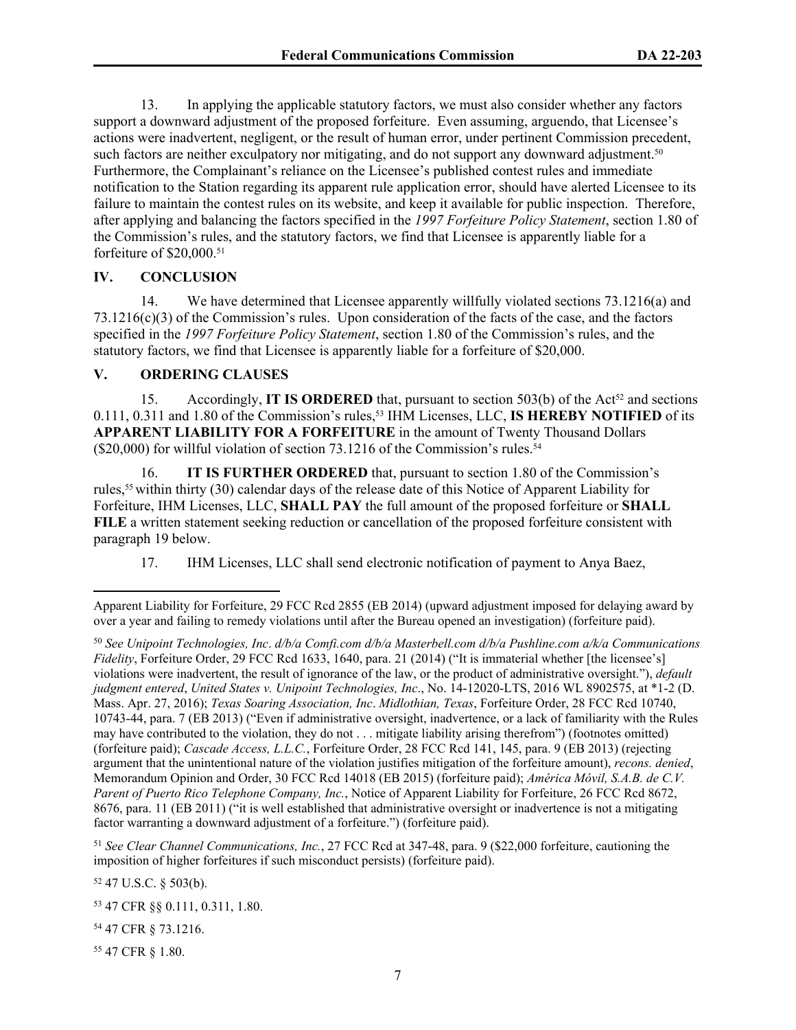13. In applying the applicable statutory factors, we must also consider whether any factors support a downward adjustment of the proposed forfeiture. Even assuming, arguendo, that Licensee's actions were inadvertent, negligent, or the result of human error, under pertinent Commission precedent, such factors are neither exculpatory nor mitigating, and do not support any downward adjustment.[50] Furthermore, the Complainant's reliance on the Licensee's published contest rules and immediate notification to the Station regarding its apparent rule application error, should have alerted Licensee to its failure to maintain the contest rules on its website, and keep it available for public inspection. Therefore, after applying and balancing the factors specified in the *1997 Forfeiture Policy Statement*, section 1.80 of the Commission's rules, and the statutory factors, we find that Licensee is apparently liable for a forfeiture of $20,000.[51]

## IV. CONCLUSION

14. We have determined that Licensee apparently willfully violated sections 73.1216(a) and 73.1216(c)(3) of the Commission's rules. Upon consideration of the facts of the case, and the factors specified in the *1997 Forfeiture Policy Statement*, section 1.80 of the Commission's rules, and the statutory factors, we find that Licensee is apparently liable for a forfeiture of $20,000.

## V. ORDERING CLAUSES

15. Accordingly, **IT IS ORDERED** that, pursuant to section 503(b) of the Act[52] and sections 0.111, 0.311 and 1.80 of the Commission's rules,[53] IHM Licenses, LLC, **IS HEREBY NOTIFIED** of its **APPARENT LIABILITY FOR A FORFEITURE** in the amount of Twenty Thousand Dollars ($20,000) for willful violation of section 73.1216 of the Commission's rules.[54]

16. **IT IS FURTHER ORDERED** that, pursuant to section 1.80 of the Commission's rules,[55] within thirty (30) calendar days of the release date of this Notice of Apparent Liability for Forfeiture, IHM Licenses, LLC, **SHALL PAY** the full amount of the proposed forfeiture or **SHALL FILE** a written statement seeking reduction or cancellation of the proposed forfeiture consistent with paragraph 19 below.

17. IHM Licenses, LLC shall send electronic notification of payment to Anya Baez,

---

Apparent Liability for Forfeiture, 29 FCC Rcd 2855 (EB 2014) (upward adjustment imposed for delaying award by over a year and failing to remedy violations until after the Bureau opened an investigation) (forfeiture paid).

[50] *See Unipoint Technologies, Inc*. *d/b/a Comfi.com d/b/a Masterbell.com d/b/a Pushline.com a/k/a Communications Fidelity*, Forfeiture Order, 29 FCC Rcd 1633, 1640, para. 21 (2014) ("It is immaterial whether [the licensee's] violations were inadvertent, the result of ignorance of the law, or the product of administrative oversight."), *default judgment entered*, *United States v. Unipoint Technologies, Inc*., No. 14-12020-LTS, 2016 WL 8902575, at *1-2 (D. Mass. Apr. 27, 2016); *Texas Soaring Association, Inc*. *Midlothian, Texas*, Forfeiture Order, 28 FCC Rcd 10740, 10743-44, para. 7 (EB 2013) ("Even if administrative oversight, inadvertence, or a lack of familiarity with the Rules may have contributed to the violation, they do not . . . mitigate liability arising therefrom") (footnotes omitted) (forfeiture paid); *Cascade Access, L.L.C.*, Forfeiture Order, 28 FCC Rcd 141, 145, para. 9 (EB 2013) (rejecting argument that the unintentional nature of the violation justifies mitigation of the forfeiture amount), *recons. denied*, Memorandum Opinion and Order, 30 FCC Rcd 14018 (EB 2015) (forfeiture paid); *América Móvil, S.A.B. de C.V. Parent of Puerto Rico Telephone Company, Inc.*, Notice of Apparent Liability for Forfeiture, 26 FCC Rcd 8672, 8676, para. 11 (EB 2011) ("it is well established that administrative oversight or inadvertence is not a mitigating factor warranting a downward adjustment of a forfeiture.") (forfeiture paid).

[51] *See Clear Channel Communications, Inc.*, 27 FCC Rcd at 347-48, para. 9 ($22,000 forfeiture, cautioning the imposition of higher forfeitures if such misconduct persists) (forfeiture paid).

[52] 47 U.S.C. § 503(b).

[53] 47 CFR §§ 0.111, 0.311, 1.80.

[54] 47 CFR § 73.1216.

[55] 47 CFR § 1.80.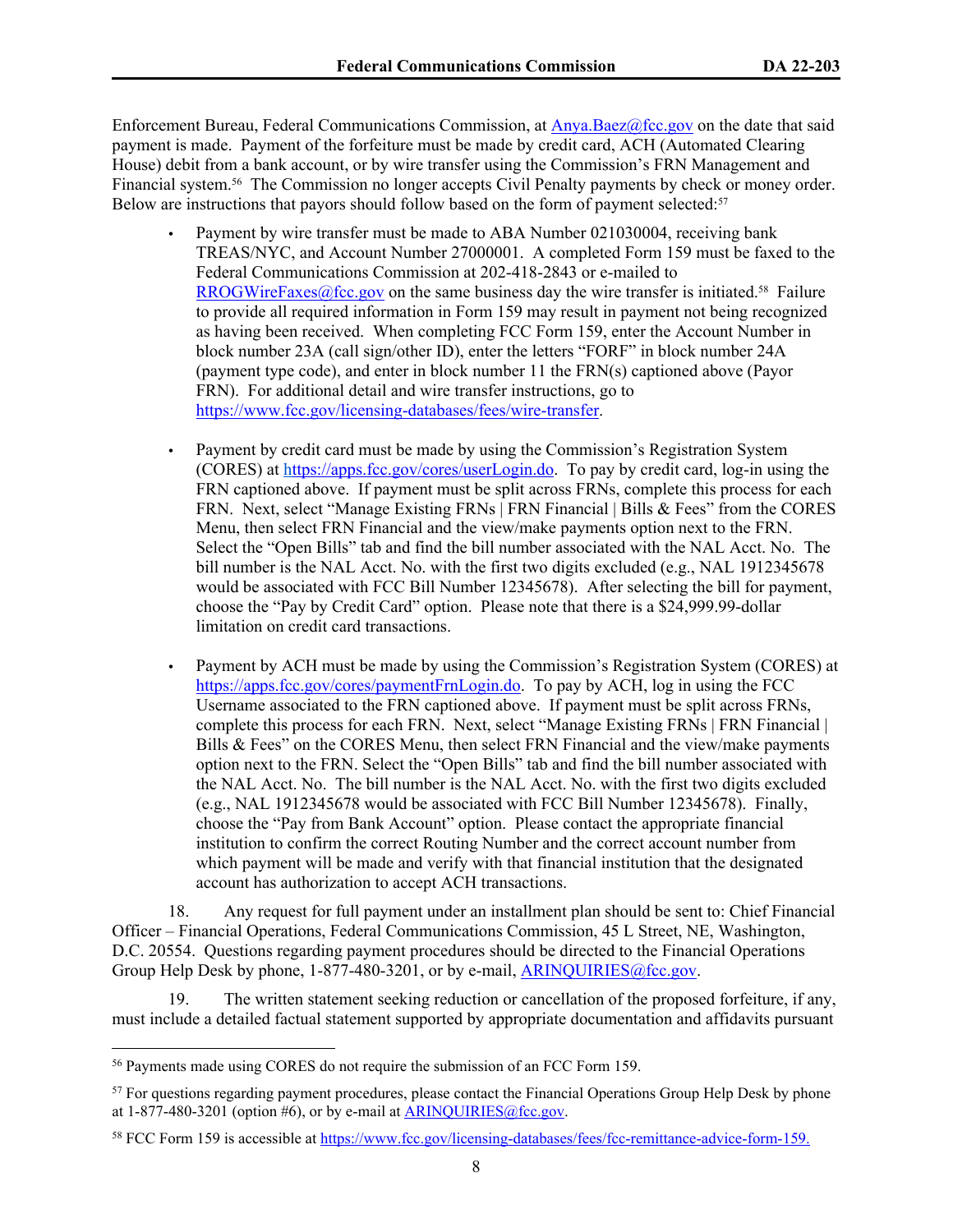Enforcement Bureau, Federal Communications Commission, at Anya.Baez@fcc.gov on the date that said payment is made. Payment of the forfeiture must be made by credit card, ACH (Automated Clearing House) debit from a bank account, or by wire transfer using the Commission's FRN Management and Financial system.[56] The Commission no longer accepts Civil Penalty payments by check or money order. Below are instructions that payors should follow based on the form of payment selected:[57]

- Payment by wire transfer must be made to ABA Number 021030004, receiving bank TREAS/NYC, and Account Number 27000001. A completed Form 159 must be faxed to the Federal Communications Commission at 202-418-2843 or e-mailed to RROGWireFaxes@fcc.gov on the same business day the wire transfer is initiated.[58] Failure to provide all required information in Form 159 may result in payment not being recognized as having been received. When completing FCC Form 159, enter the Account Number in block number 23A (call sign/other ID), enter the letters "FORF" in block number 24A (payment type code), and enter in block number 11 the FRN(s) captioned above (Payor FRN). For additional detail and wire transfer instructions, go to https://www.fcc.gov/licensing-databases/fees/wire-transfer.

- Payment by credit card must be made by using the Commission's Registration System (CORES) at https://apps.fcc.gov/cores/userLogin.do. To pay by credit card, log-in using the FRN captioned above. If payment must be split across FRNs, complete this process for each FRN. Next, select "Manage Existing FRNs | FRN Financial | Bills & Fees" from the CORES Menu, then select FRN Financial and the view/make payments option next to the FRN. Select the "Open Bills" tab and find the bill number associated with the NAL Acct. No. The bill number is the NAL Acct. No. with the first two digits excluded (e.g., NAL 1912345678 would be associated with FCC Bill Number 12345678). After selecting the bill for payment, choose the "Pay by Credit Card" option. Please note that there is a $24,999.99-dollar limitation on credit card transactions.

- Payment by ACH must be made by using the Commission's Registration System (CORES) at https://apps.fcc.gov/cores/paymentFrnLogin.do. To pay by ACH, log in using the FCC Username associated to the FRN captioned above. If payment must be split across FRNs, complete this process for each FRN. Next, select "Manage Existing FRNs | FRN Financial | Bills & Fees" on the CORES Menu, then select FRN Financial and the view/make payments option next to the FRN. Select the "Open Bills" tab and find the bill number associated with the NAL Acct. No. The bill number is the NAL Acct. No. with the first two digits excluded (e.g., NAL 1912345678 would be associated with FCC Bill Number 12345678). Finally, choose the "Pay from Bank Account" option. Please contact the appropriate financial institution to confirm the correct Routing Number and the correct account number from which payment will be made and verify with that financial institution that the designated account has authorization to accept ACH transactions.

18. Any request for full payment under an installment plan should be sent to: Chief Financial Officer – Financial Operations, Federal Communications Commission, 45 L Street, NE, Washington, D.C. 20554. Questions regarding payment procedures should be directed to the Financial Operations Group Help Desk by phone, 1-877-480-3201, or by e-mail, ARINQUIRIES@fcc.gov.

19. The written statement seeking reduction or cancellation of the proposed forfeiture, if any, must include a detailed factual statement supported by appropriate documentation and affidavits pursuant

---

[56] Payments made using CORES do not require the submission of an FCC Form 159.

[57] For questions regarding payment procedures, please contact the Financial Operations Group Help Desk by phone at 1-877-480-3201 (option #6), or by e-mail at ARINQUIRIES@fcc.gov.

[58] FCC Form 159 is accessible at https://www.fcc.gov/licensing-databases/fees/fcc-remittance-advice-form-159.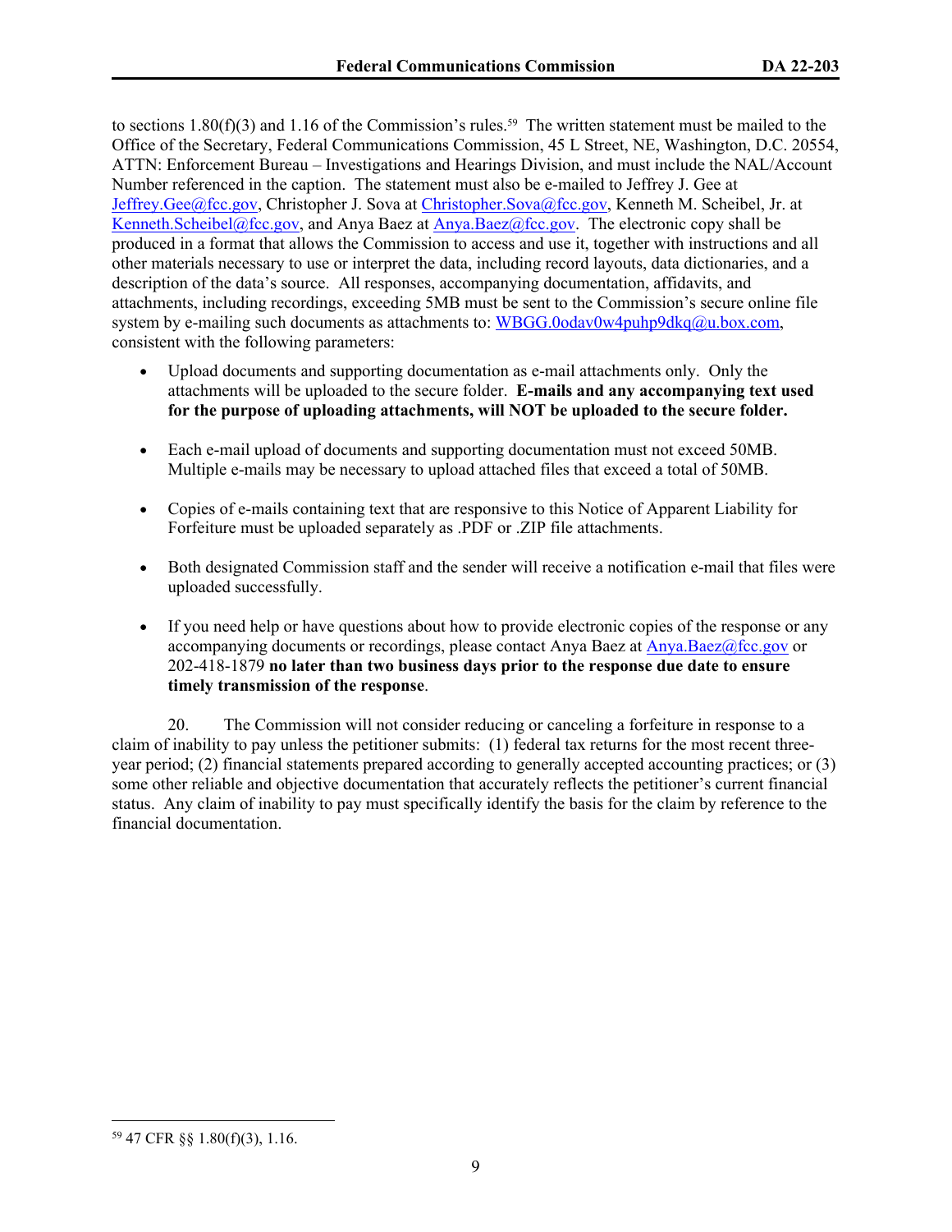to sections 1.80(f)(3) and 1.16 of the Commission's rules.[59] The written statement must be mailed to the Office of the Secretary, Federal Communications Commission, 45 L Street, NE, Washington, D.C. 20554, ATTN: Enforcement Bureau – Investigations and Hearings Division, and must include the NAL/Account Number referenced in the caption. The statement must also be e-mailed to Jeffrey J. Gee at Jeffrey.Gee@fcc.gov, Christopher J. Sova at Christopher.Sova@fcc.gov, Kenneth M. Scheibel, Jr. at Kenneth.Scheibel@fcc.gov, and Anya Baez at Anya.Baez@fcc.gov. The electronic copy shall be produced in a format that allows the Commission to access and use it, together with instructions and all other materials necessary to use or interpret the data, including record layouts, data dictionaries, and a description of the data's source. All responses, accompanying documentation, affidavits, and attachments, including recordings, exceeding 5MB must be sent to the Commission's secure online file system by e-mailing such documents as attachments to: WBGG.0odav0w4puhp9dkq@u.box.com, consistent with the following parameters:

- Upload documents and supporting documentation as e-mail attachments only. Only the attachments will be uploaded to the secure folder. **E-mails and any accompanying text used for the purpose of uploading attachments, will NOT be uploaded to the secure folder.**
- Each e-mail upload of documents and supporting documentation must not exceed 50MB. Multiple e-mails may be necessary to upload attached files that exceed a total of 50MB.
- Copies of e-mails containing text that are responsive to this Notice of Apparent Liability for Forfeiture must be uploaded separately as .PDF or .ZIP file attachments.
- Both designated Commission staff and the sender will receive a notification e-mail that files were uploaded successfully.
- If you need help or have questions about how to provide electronic copies of the response or any accompanying documents or recordings, please contact Anya Baez at Anya.Baez@fcc.gov or 202-418-1879 **no later than two business days prior to the response due date to ensure timely transmission of the response**.

20. The Commission will not consider reducing or canceling a forfeiture in response to a claim of inability to pay unless the petitioner submits: (1) federal tax returns for the most recent three-year period; (2) financial statements prepared according to generally accepted accounting practices; or (3) some other reliable and objective documentation that accurately reflects the petitioner's current financial status. Any claim of inability to pay must specifically identify the basis for the claim by reference to the financial documentation.

---

[59] 47 CFR §§ 1.80(f)(3), 1.16.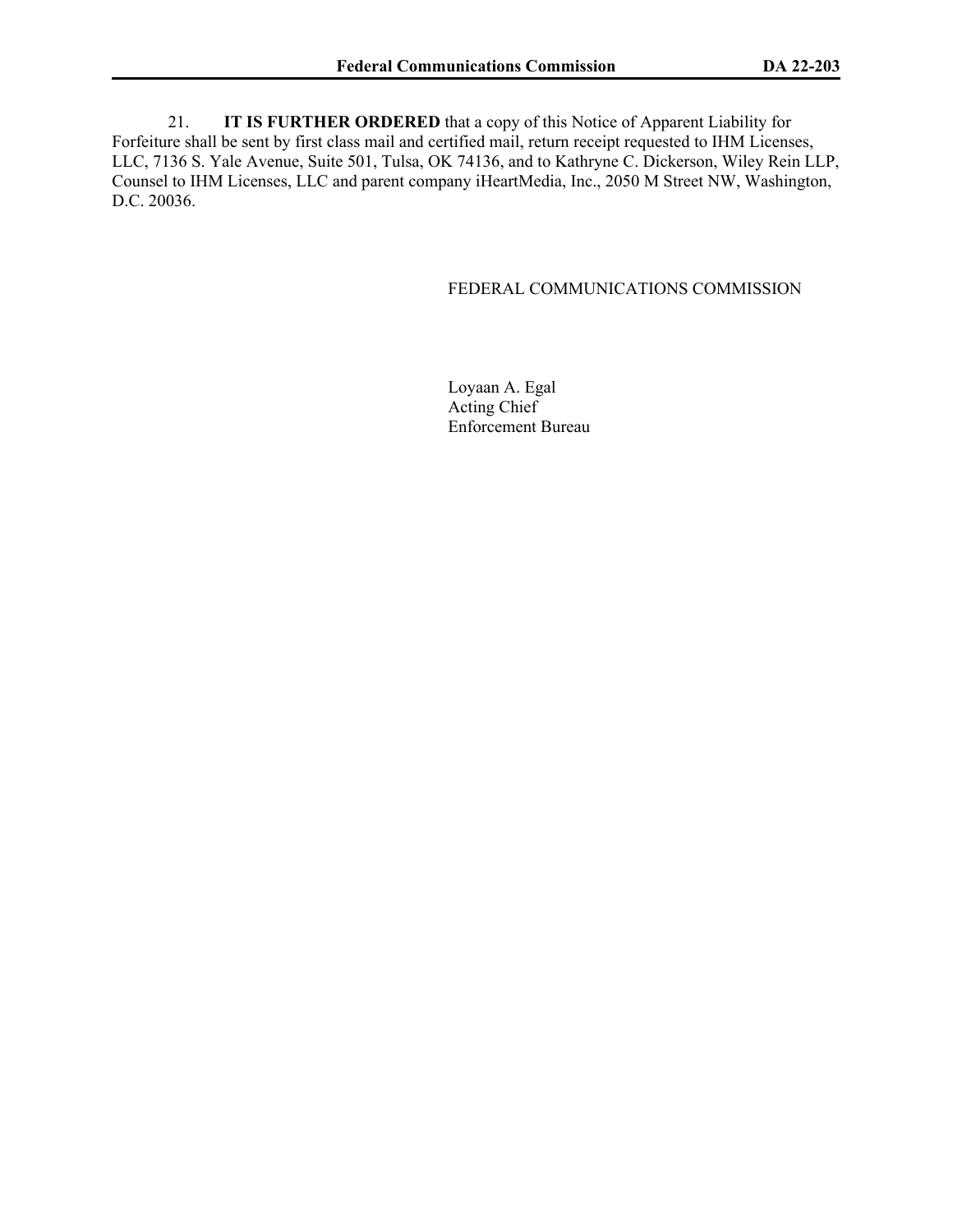21. **IT IS FURTHER ORDERED** that a copy of this Notice of Apparent Liability for Forfeiture shall be sent by first class mail and certified mail, return receipt requested to IHM Licenses, LLC, 7136 S. Yale Avenue, Suite 501, Tulsa, OK 74136, and to Kathryne C. Dickerson, Wiley Rein LLP, Counsel to IHM Licenses, LLC and parent company iHeartMedia, Inc., 2050 M Street NW, Washington, D.C. 20036.

FEDERAL COMMUNICATIONS COMMISSION

Loyaan A. Egal
Acting Chief
Enforcement Bureau